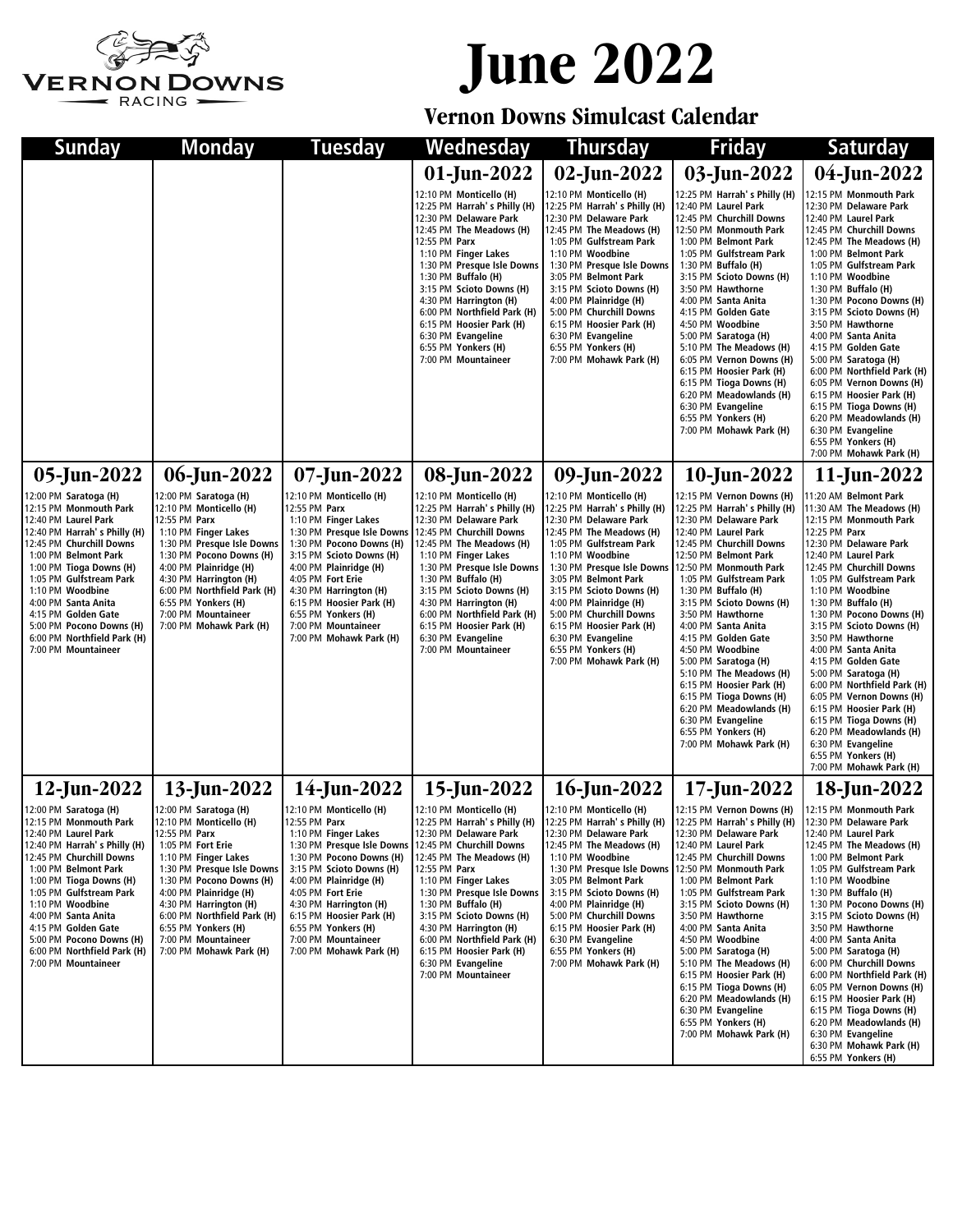# June 2022

## Vernon Downs Simulcast Calendar

| Sunday | Monday | Tuesday | Wednesday | Thursday | Friday | Saturday |
|---|---|---|---|---|---|---|
| | | | **01-Jun-2022**<br>12:10 PM **Monticello (H)**<br>12:25 PM **Harrah' s Philly (H)**<br>12:30 PM **Delaware Park**<br>12:45 PM **The Meadows (H)**<br>12:55 PM **Parx**<br>1:10 PM **Finger Lakes**<br>1:30 PM **Presque Isle Downs**<br>1:30 PM **Buffalo (H)**<br>3:15 PM **Scioto Downs (H)**<br>4:30 PM **Harrington (H)**<br>6:00 PM **Northfield Park (H)**<br>6:15 PM **Hoosier Park (H)**<br>6:30 PM **Evangeline**<br>6:55 PM **Yonkers (H)**<br>7:00 PM **Mountaineer** | **02-Jun-2022**<br>12:10 PM **Monticello (H)**<br>12:25 PM **Harrah' s Philly (H)**<br>12:30 PM **Delaware Park**<br>12:45 PM **The Meadows (H)**<br>1:05 PM **Gulfstream Park**<br>1:10 PM **Woodbine**<br>1:30 PM **Presque Isle Downs**<br>3:05 PM **Belmont Park**<br>3:15 PM **Scioto Downs (H)**<br>4:00 PM **Plainridge (H)**<br>5:00 PM **Churchill Downs**<br>6:15 PM **Hoosier Park (H)**<br>6:30 PM **Evangeline**<br>6:55 PM **Yonkers (H)**<br>7:00 PM **Mohawk Park (H)** | **03-Jun-2022**<br>12:25 PM **Harrah' s Philly (H)**<br>12:40 PM **Laurel Park**<br>12:45 PM **Churchill Downs**<br>12:50 PM **Monmouth Park**<br>1:00 PM **Belmont Park**<br>1:05 PM **Gulfstream Park**<br>1:30 PM **Buffalo (H)**<br>3:15 PM **Scioto Downs (H)**<br>3:50 PM **Hawthorne**<br>4:00 PM **Santa Anita**<br>4:15 PM **Golden Gate**<br>4:50 PM **Woodbine**<br>5:00 PM **Saratoga (H)**<br>5:10 PM **The Meadows (H)**<br>6:05 PM **Vernon Downs (H)**<br>6:15 PM **Hoosier Park (H)**<br>6:15 PM **Tioga Downs (H)**<br>6:20 PM **Meadowlands (H)**<br>6:30 PM **Evangeline**<br>6:55 PM **Yonkers (H)**<br>7:00 PM **Mohawk Park (H)** | **04-Jun-2022**<br>12:15 PM **Monmouth Park**<br>12:30 PM **Delaware Park**<br>12:40 PM **Laurel Park**<br>12:45 PM **Churchill Downs**<br>12:45 PM **The Meadows (H)**<br>1:00 PM **Belmont Park**<br>1:05 PM **Gulfstream Park**<br>1:10 PM **Woodbine**<br>1:30 PM **Buffalo (H)**<br>1:30 PM **Pocono Downs (H)**<br>3:15 PM **Scioto Downs (H)**<br>3:50 PM **Hawthorne**<br>4:00 PM **Santa Anita**<br>4:15 PM **Golden Gate**<br>5:00 PM **Saratoga (H)**<br>6:00 PM **Northfield Park (H)**<br>6:05 PM **Vernon Downs (H)**<br>6:15 PM **Hoosier Park (H)**<br>6:15 PM **Tioga Downs (H)**<br>6:20 PM **Meadowlands (H)**<br>6:30 PM **Evangeline**<br>6:55 PM **Yonkers (H)**<br>7:00 PM **Mohawk Park (H)** |
| **05-Jun-2022**<br>12:00 PM **Saratoga (H)**<br>12:15 PM **Monmouth Park**<br>12:40 PM **Laurel Park**<br>12:40 PM **Harrah' s Philly (H)**<br>12:45 PM **Churchill Downs**<br>1:00 PM **Belmont Park**<br>1:00 PM **Tioga Downs (H)**<br>1:05 PM **Gulfstream Park**<br>1:10 PM **Woodbine**<br>4:00 PM **Santa Anita**<br>4:15 PM **Golden Gate**<br>5:00 PM **Pocono Downs (H)**<br>6:00 PM **Northfield Park (H)**<br>7:00 PM **Mountaineer** | **06-Jun-2022**<br>12:00 PM **Saratoga (H)**<br>12:10 PM **Monticello (H)**<br>12:55 PM **Parx**<br>1:10 PM **Finger Lakes**<br>1:30 PM **Presque Isle Downs**<br>1:30 PM **Pocono Downs (H)**<br>4:00 PM **Plainridge (H)**<br>4:30 PM **Harrington (H)**<br>6:00 PM **Northfield Park (H)**<br>6:55 PM **Yonkers (H)**<br>7:00 PM **Mountaineer**<br>7:00 PM **Mohawk Park (H)** | **07-Jun-2022**<br>12:10 PM **Monticello (H)**<br>12:55 PM **Parx**<br>1:10 PM **Finger Lakes**<br>1:30 PM **Presque Isle Downs**<br>1:30 PM **Pocono Downs (H)**<br>3:15 PM **Scioto Downs (H)**<br>4:00 PM **Plainridge (H)**<br>4:05 PM **Fort Erie**<br>4:30 PM **Harrington (H)**<br>6:15 PM **Hoosier Park (H)**<br>6:55 PM **Yonkers (H)**<br>7:00 PM **Mountaineer**<br>7:00 PM **Mohawk Park (H)** | **08-Jun-2022**<br>12:10 PM **Monticello (H)**<br>12:25 PM **Harrah' s Philly (H)**<br>12:30 PM **Delaware Park**<br>12:45 PM **Churchill Downs**<br>12:45 PM **The Meadows (H)**<br>1:10 PM **Finger Lakes**<br>1:30 PM **Presque Isle Downs**<br>1:30 PM **Buffalo (H)**<br>3:15 PM **Scioto Downs (H)**<br>4:30 PM **Harrington (H)**<br>6:00 PM **Northfield Park (H)**<br>6:15 PM **Hoosier Park (H)**<br>6:30 PM **Evangeline**<br>7:00 PM **Mountaineer** | **09-Jun-2022**<br>12:10 PM **Monticello (H)**<br>12:25 PM **Harrah' s Philly (H)**<br>12:30 PM **Delaware Park**<br>12:45 PM **The Meadows (H)**<br>1:05 PM **Gulfstream Park**<br>1:10 PM **Woodbine**<br>1:30 PM **Presque Isle Downs**<br>3:05 PM **Belmont Park**<br>3:15 PM **Scioto Downs (H)**<br>4:00 PM **Plainridge (H)**<br>5:00 PM **Churchill Downs**<br>6:15 PM **Hoosier Park (H)**<br>6:30 PM **Evangeline**<br>6:55 PM **Yonkers (H)**<br>7:00 PM **Mohawk Park (H)** | **10-Jun-2022**<br>12:15 PM **Vernon Downs (H)**<br>12:25 PM **Harrah' s Philly (H)**<br>12:30 PM **Delaware Park**<br>12:40 PM **Laurel Park**<br>12:45 PM **Churchill Downs**<br>12:50 PM **Belmont Park**<br>12:50 PM **Monmouth Park**<br>1:05 PM **Gulfstream Park**<br>1:30 PM **Buffalo (H)**<br>3:15 PM **Scioto Downs (H)**<br>3:50 PM **Hawthorne**<br>4:00 PM **Santa Anita**<br>4:15 PM **Golden Gate**<br>4:50 PM **Woodbine**<br>5:00 PM **Saratoga (H)**<br>5:10 PM **The Meadows (H)**<br>6:15 PM **Hoosier Park (H)**<br>6:15 PM **Tioga Downs (H)**<br>6:20 PM **Meadowlands (H)**<br>6:30 PM **Evangeline**<br>6:55 PM **Yonkers (H)**<br>7:00 PM **Mohawk Park (H)** | **11-Jun-2022**<br>11:20 AM **Belmont Park**<br>11:30 AM **The Meadows (H)**<br>12:15 PM **Monmouth Park**<br>12:25 PM **Parx**<br>12:30 PM **Delaware Park**<br>12:40 PM **Laurel Park**<br>12:45 PM **Churchill Downs**<br>1:05 PM **Gulfstream Park**<br>1:10 PM **Woodbine**<br>1:30 PM **Buffalo (H)**<br>1:30 PM **Pocono Downs (H)**<br>3:15 PM **Scioto Downs (H)**<br>3:50 PM **Hawthorne**<br>4:00 PM **Santa Anita**<br>4:15 PM **Golden Gate**<br>5:00 PM **Saratoga (H)**<br>6:00 PM **Northfield Park (H)**<br>6:05 PM **Vernon Downs (H)**<br>6:15 PM **Hoosier Park (H)**<br>6:15 PM **Tioga Downs (H)**<br>6:20 PM **Meadowlands (H)**<br>6:30 PM **Evangeline**<br>6:55 PM **Yonkers (H)**<br>7:00 PM **Mohawk Park (H)** |
| **12-Jun-2022**<br>12:00 PM **Saratoga (H)**<br>12:15 PM **Monmouth Park**<br>12:40 PM **Laurel Park**<br>12:40 PM **Harrah' s Philly (H)**<br>12:45 PM **Churchill Downs**<br>1:00 PM **Belmont Park**<br>1:00 PM **Tioga Downs (H)**<br>1:05 PM **Gulfstream Park**<br>1:10 PM **Woodbine**<br>4:00 PM **Santa Anita**<br>4:15 PM **Golden Gate**<br>5:00 PM **Pocono Downs (H)**<br>6:00 PM **Northfield Park (H)**<br>7:00 PM **Mountaineer** | **13-Jun-2022**<br>12:00 PM **Saratoga (H)**<br>12:10 PM **Monticello (H)**<br>12:55 PM **Parx**<br>1:05 PM **Fort Erie**<br>1:10 PM **Finger Lakes**<br>1:30 PM **Presque Isle Downs**<br>1:30 PM **Pocono Downs (H)**<br>4:00 PM **Plainridge (H)**<br>4:30 PM **Harrington (H)**<br>6:00 PM **Northfield Park (H)**<br>6:55 PM **Yonkers (H)**<br>7:00 PM **Mountaineer**<br>7:00 PM **Mohawk Park (H)** | **14-Jun-2022**<br>12:10 PM **Monticello (H)**<br>12:55 PM **Parx**<br>1:10 PM **Finger Lakes**<br>1:30 PM **Presque Isle Downs**<br>1:30 PM **Pocono Downs (H)**<br>3:15 PM **Scioto Downs (H)**<br>4:00 PM **Plainridge (H)**<br>4:05 PM **Fort Erie**<br>4:30 PM **Harrington (H)**<br>6:15 PM **Hoosier Park (H)**<br>6:55 PM **Yonkers (H)**<br>7:00 PM **Mountaineer**<br>7:00 PM **Mohawk Park (H)** | **15-Jun-2022**<br>12:10 PM **Monticello (H)**<br>12:25 PM **Harrah' s Philly (H)**<br>12:30 PM **Delaware Park**<br>12:45 PM **Churchill Downs**<br>12:45 PM **The Meadows (H)**<br>12:55 PM **Parx**<br>1:10 PM **Finger Lakes**<br>1:30 PM **Presque Isle Downs**<br>1:30 PM **Buffalo (H)**<br>3:15 PM **Scioto Downs (H)**<br>4:30 PM **Harrington (H)**<br>6:00 PM **Northfield Park (H)**<br>6:15 PM **Hoosier Park (H)**<br>6:30 PM **Evangeline**<br>7:00 PM **Mountaineer** | **16-Jun-2022**<br>12:10 PM **Monticello (H)**<br>12:25 PM **Harrah' s Philly (H)**<br>12:30 PM **Delaware Park**<br>12:45 PM **The Meadows (H)**<br>1:10 PM **Woodbine**<br>1:30 PM **Presque Isle Downs**<br>3:05 PM **Belmont Park**<br>3:15 PM **Scioto Downs (H)**<br>4:00 PM **Plainridge (H)**<br>5:00 PM **Churchill Downs**<br>6:15 PM **Hoosier Park (H)**<br>6:30 PM **Evangeline**<br>6:55 PM **Yonkers (H)**<br>7:00 PM **Mohawk Park (H)** | **17-Jun-2022**<br>12:15 PM **Vernon Downs (H)**<br>12:25 PM **Harrah' s Philly (H)**<br>12:30 PM **Delaware Park**<br>12:40 PM **Laurel Park**<br>12:45 PM **Churchill Downs**<br>12:50 PM **Monmouth Park**<br>1:00 PM **Belmont Park**<br>1:05 PM **Gulfstream Park**<br>3:15 PM **Scioto Downs (H)**<br>3:50 PM **Hawthorne**<br>4:00 PM **Santa Anita**<br>4:50 PM **Woodbine**<br>5:00 PM **Saratoga (H)**<br>5:10 PM **The Meadows (H)**<br>6:15 PM **Hoosier Park (H)**<br>6:15 PM **Tioga Downs (H)**<br>6:20 PM **Meadowlands (H)**<br>6:30 PM **Evangeline**<br>6:55 PM **Yonkers (H)**<br>7:00 PM **Mohawk Park (H)** | **18-Jun-2022**<br>12:15 PM **Monmouth Park**<br>12:30 PM **Delaware Park**<br>12:40 PM **Laurel Park**<br>12:45 PM **The Meadows (H)**<br>1:00 PM **Belmont Park**<br>1:05 PM **Gulfstream Park**<br>1:10 PM **Woodbine**<br>1:30 PM **Buffalo (H)**<br>1:30 PM **Pocono Downs (H)**<br>3:15 PM **Scioto Downs (H)**<br>3:50 PM **Hawthorne**<br>4:00 PM **Santa Anita**<br>5:00 PM **Saratoga (H)**<br>6:00 PM **Churchill Downs**<br>6:00 PM **Northfield Park (H)**<br>6:05 PM **Vernon Downs (H)**<br>6:15 PM **Hoosier Park (H)**<br>6:15 PM **Tioga Downs (H)**<br>6:20 PM **Meadowlands (H)**<br>6:30 PM **Evangeline**<br>6:30 PM **Mohawk Park (H)**<br>6:55 PM **Yonkers (H)** |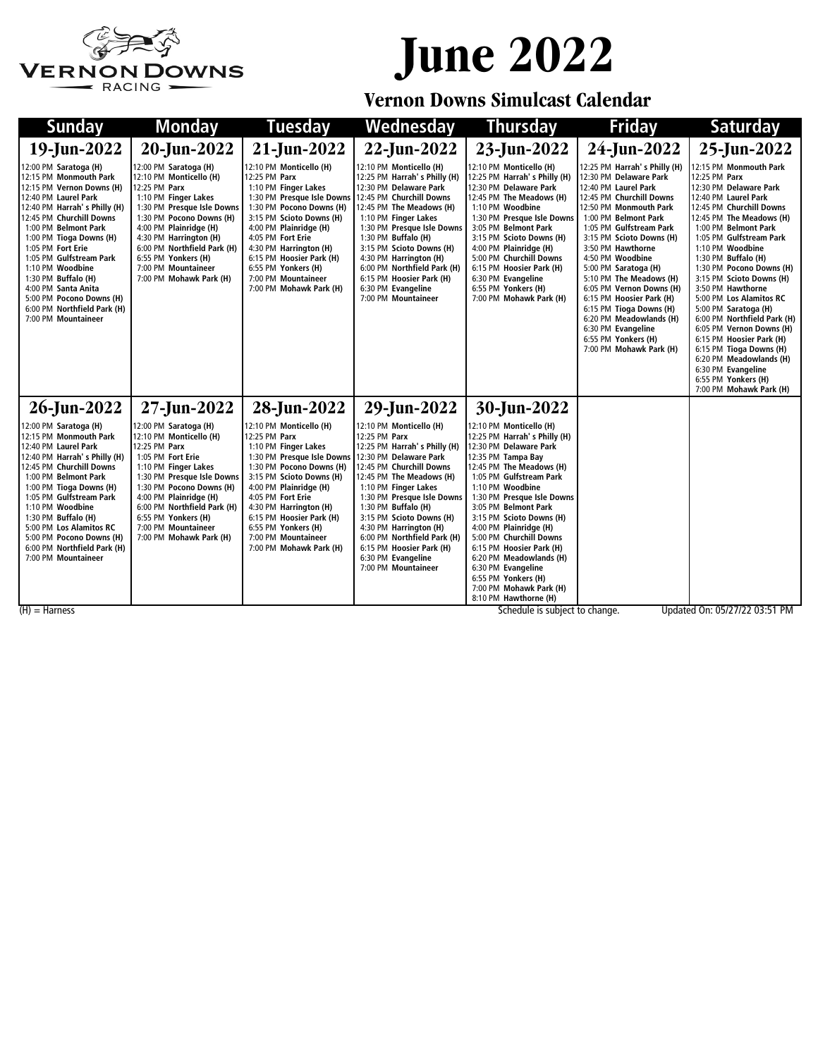# June 2022

## Vernon Downs Simulcast Calendar

| Sunday | Monday | Tuesday | Wednesday | Thursday | Friday | Saturday |
|---|---|---|---|---|---|---|
| **19-Jun-2022** | **20-Jun-2022** | **21-Jun-2022** | **22-Jun-2022** | **23-Jun-2022** | **24-Jun-2022** | **25-Jun-2022** |
| 12:00 PM **Saratoga (H)**<br>12:15 PM **Monmouth Park**<br>12:15 PM **Vernon Downs (H)**<br>12:40 PM **Laurel Park**<br>12:40 PM **Harrah' s Philly (H)**<br>12:45 PM **Churchill Downs**<br>1:00 PM **Belmont Park**<br>1:00 PM **Tioga Downs (H)**<br>1:05 PM **Fort Erie**<br>1:05 PM **Gulfstream Park**<br>1:10 PM **Woodbine**<br>1:30 PM **Buffalo (H)**<br>4:00 PM **Santa Anita**<br>5:00 PM **Pocono Downs (H)**<br>6:00 PM **Northfield Park (H)**<br>7:00 PM **Mountaineer** | 12:00 PM **Saratoga (H)**<br>12:10 PM **Monticello (H)**<br>12:25 PM **Parx**<br>1:10 PM **Finger Lakes**<br>1:30 PM **Presque Isle Downs**<br>1:30 PM **Pocono Downs (H)**<br>4:00 PM **Plainridge (H)**<br>4:30 PM **Harrington (H)**<br>6:00 PM **Northfield Park (H)**<br>6:55 PM **Yonkers (H)**<br>7:00 PM **Mountaineer**<br>7:00 PM **Mohawk Park (H)** | 12:10 PM **Monticello (H)**<br>12:25 PM **Parx**<br>1:10 PM **Finger Lakes**<br>1:30 PM **Presque Isle Downs**<br>1:30 PM **Pocono Downs (H)**<br>3:15 PM **Scioto Downs (H)**<br>4:00 PM **Plainridge (H)**<br>4:05 PM **Fort Erie**<br>4:30 PM **Harrington (H)**<br>6:15 PM **Hoosier Park (H)**<br>6:55 PM **Yonkers (H)**<br>7:00 PM **Mountaineer**<br>7:00 PM **Mohawk Park (H)** | 12:10 PM **Monticello (H)**<br>12:25 PM **Harrah' s Philly (H)**<br>12:30 PM **Delaware Park**<br>12:45 PM **Churchill Downs**<br>12:45 PM **The Meadows (H)**<br>1:10 PM **Finger Lakes**<br>1:30 PM **Presque Isle Downs**<br>1:30 PM **Buffalo (H)**<br>3:15 PM **Scioto Downs (H)**<br>4:30 PM **Harrington (H)**<br>6:00 PM **Northfield Park (H)**<br>6:15 PM **Hoosier Park (H)**<br>6:30 PM **Evangeline**<br>7:00 PM **Mountaineer** | 12:10 PM **Monticello (H)**<br>12:25 PM **Harrah' s Philly (H)**<br>12:30 PM **Delaware Park**<br>12:45 PM **The Meadows (H)**<br>1:10 PM **Woodbine**<br>1:30 PM **Presque Isle Downs**<br>3:05 PM **Belmont Park**<br>3:15 PM **Scioto Downs (H)**<br>4:00 PM **Plainridge (H)**<br>5:00 PM **Churchill Downs**<br>6:15 PM **Hoosier Park (H)**<br>6:30 PM **Evangeline**<br>6:55 PM **Yonkers (H)**<br>7:00 PM **Mohawk Park (H)** | 12:25 PM **Harrah' s Philly (H)**<br>12:30 PM **Delaware Park**<br>12:40 PM **Laurel Park**<br>12:45 PM **Churchill Downs**<br>12:50 PM **Monmouth Park**<br>1:00 PM **Belmont Park**<br>1:05 PM **Gulfstream Park**<br>3:15 PM **Scioto Downs (H)**<br>3:50 PM **Hawthorne**<br>4:50 PM **Woodbine**<br>5:00 PM **Saratoga (H)**<br>5:10 PM **The Meadows (H)**<br>6:05 PM **Vernon Downs (H)**<br>6:15 PM **Hoosier Park (H)**<br>6:15 PM **Tioga Downs (H)**<br>6:20 PM **Meadowlands (H)**<br>6:30 PM **Evangeline**<br>6:55 PM **Yonkers (H)**<br>7:00 PM **Mohawk Park (H)** | 12:15 PM **Monmouth Park**<br>12:25 PM **Parx**<br>12:30 PM **Delaware Park**<br>12:40 PM **Laurel Park**<br>12:45 PM **Churchill Downs**<br>12:45 PM **The Meadows (H)**<br>1:00 PM **Belmont Park**<br>1:05 PM **Gulfstream Park**<br>1:10 PM **Woodbine**<br>1:30 PM **Buffalo (H)**<br>1:30 PM **Pocono Downs (H)**<br>3:15 PM **Scioto Downs (H)**<br>3:50 PM **Hawthorne**<br>5:00 PM **Los Alamitos RC**<br>5:00 PM **Saratoga (H)**<br>6:00 PM **Northfield Park (H)**<br>6:05 PM **Vernon Downs (H)**<br>6:15 PM **Hoosier Park (H)**<br>6:15 PM **Tioga Downs (H)**<br>6:20 PM **Meadowlands (H)**<br>6:30 PM **Evangeline**<br>6:55 PM **Yonkers (H)**<br>7:00 PM **Mohawk Park (H)** |
| **26-Jun-2022** | **27-Jun-2022** | **28-Jun-2022** | **29-Jun-2022** | **30-Jun-2022** | | |
| 12:00 PM **Saratoga (H)**<br>12:15 PM **Monmouth Park**<br>12:40 PM **Laurel Park**<br>12:40 PM **Harrah' s Philly (H)**<br>12:45 PM **Churchill Downs**<br>1:00 PM **Belmont Park**<br>1:00 PM **Tioga Downs (H)**<br>1:05 PM **Gulfstream Park**<br>1:10 PM **Woodbine**<br>1:30 PM **Buffalo (H)**<br>5:00 PM **Los Alamitos RC**<br>5:00 PM **Pocono Downs (H)**<br>6:00 PM **Northfield Park (H)**<br>7:00 PM **Mountaineer** | 12:00 PM **Saratoga (H)**<br>12:10 PM **Monticello (H)**<br>12:25 PM **Parx**<br>1:05 PM **Fort Erie**<br>1:10 PM **Finger Lakes**<br>1:30 PM **Presque Isle Downs**<br>1:30 PM **Pocono Downs (H)**<br>4:00 PM **Plainridge (H)**<br>6:00 PM **Northfield Park (H)**<br>6:55 PM **Yonkers (H)**<br>7:00 PM **Mountaineer**<br>7:00 PM **Mohawk Park (H)** | 12:10 PM **Monticello (H)**<br>12:25 PM **Parx**<br>1:10 PM **Finger Lakes**<br>1:30 PM **Presque Isle Downs**<br>1:30 PM **Pocono Downs (H)**<br>3:15 PM **Scioto Downs (H)**<br>4:00 PM **Plainridge (H)**<br>4:05 PM **Fort Erie**<br>4:30 PM **Harrington (H)**<br>6:15 PM **Hoosier Park (H)**<br>6:55 PM **Yonkers (H)**<br>7:00 PM **Mountaineer**<br>7:00 PM **Mohawk Park (H)** | 12:10 PM **Monticello (H)**<br>12:25 PM **Parx**<br>12:25 PM **Harrah' s Philly (H)**<br>12:30 PM **Delaware Park**<br>12:45 PM **Churchill Downs**<br>12:45 PM **The Meadows (H)**<br>1:10 PM **Finger Lakes**<br>1:30 PM **Presque Isle Downs**<br>1:30 PM **Buffalo (H)**<br>3:15 PM **Scioto Downs (H)**<br>4:30 PM **Harrington (H)**<br>6:00 PM **Northfield Park (H)**<br>6:15 PM **Hoosier Park (H)**<br>6:30 PM **Evangeline**<br>7:00 PM **Mountaineer** | 12:10 PM **Monticello (H)**<br>12:25 PM **Harrah' s Philly (H)**<br>12:30 PM **Delaware Park**<br>12:35 PM **Tampa Bay**<br>12:45 PM **The Meadows (H)**<br>1:05 PM **Gulfstream Park**<br>1:10 PM **Woodbine**<br>1:30 PM **Presque Isle Downs**<br>3:05 PM **Belmont Park**<br>3:15 PM **Scioto Downs (H)**<br>4:00 PM **Plainridge (H)**<br>5:00 PM **Churchill Downs**<br>6:15 PM **Hoosier Park (H)**<br>6:20 PM **Meadowlands (H)**<br>6:30 PM **Evangeline**<br>6:55 PM **Yonkers (H)**<br>7:00 PM **Mohawk Park (H)**<br>8:10 PM **Hawthorne (H)** | | |

(H) = Harness

Schedule is subject to change.

Updated On: 05/27/22 03:51 PM